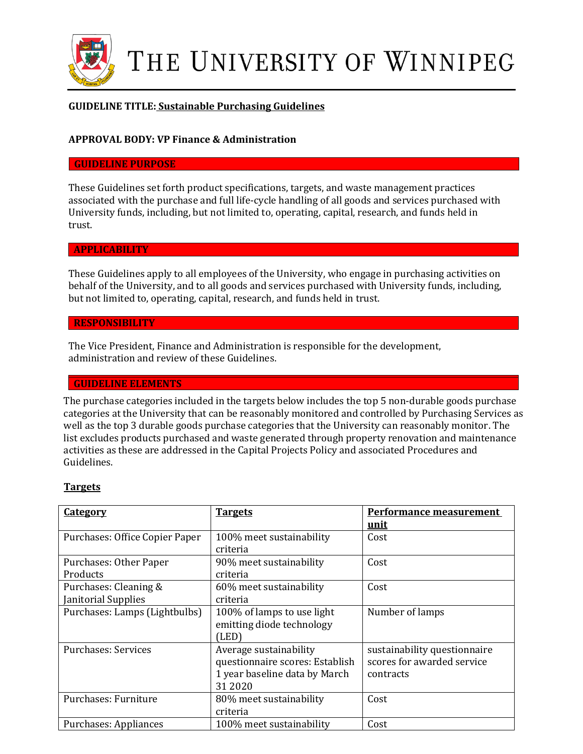# THE UNIVERSITY OF WINNIPEG

**GUIDELINE TITLE: Sustainable Purchasing Guidelines**

**APPROVAL BODY: VP Finance & Administration**

## GUIDELINE PURPOSE

These Guidelines set forth product specifications, targets, and waste management practices associated with the purchase and full life-cycle handling of all goods and services purchased with University funds, including, but not limited to, operating, capital, research, and funds held in trust.

## APPLICABILITY

These Guidelines apply to all employees of the University, who engage in purchasing activities on behalf of the University, and to all goods and services purchased with University funds, including, but not limited to, operating, capital, research, and funds held in trust.

## RESPONSIBILITY

The Vice President, Finance and Administration is responsible for the development, administration and review of these Guidelines.

## GUIDELINE ELEMENTS

The purchase categories included in the targets below includes the top 5 non-durable goods purchase categories at the University that can be reasonably monitored and controlled by Purchasing Services as well as the top 3 durable goods purchase categories that the University can reasonably monitor. The list excludes products purchased and waste generated through property renovation and maintenance activities as these are addressed in the Capital Projects Policy and associated Procedures and Guidelines.

### Targets

| Category | Targets | Performance measurement unit |
|---|---|---|
| Purchases: Office Copier Paper | 100% meet sustainability criteria | Cost |
| Purchases: Other Paper Products | 90% meet sustainability criteria | Cost |
| Purchases: Cleaning & Janitorial Supplies | 60% meet sustainability criteria | Cost |
| Purchases: Lamps (Lightbulbs) | 100% of lamps to use light emitting diode technology (LED) | Number of lamps |
| Purchases: Services | Average sustainability questionnaire scores: Establish 1 year baseline data by March 31 2020 | sustainability questionnaire scores for awarded service contracts |
| Purchases: Furniture | 80% meet sustainability criteria | Cost |
| Purchases: Appliances | 100% meet sustainability | Cost |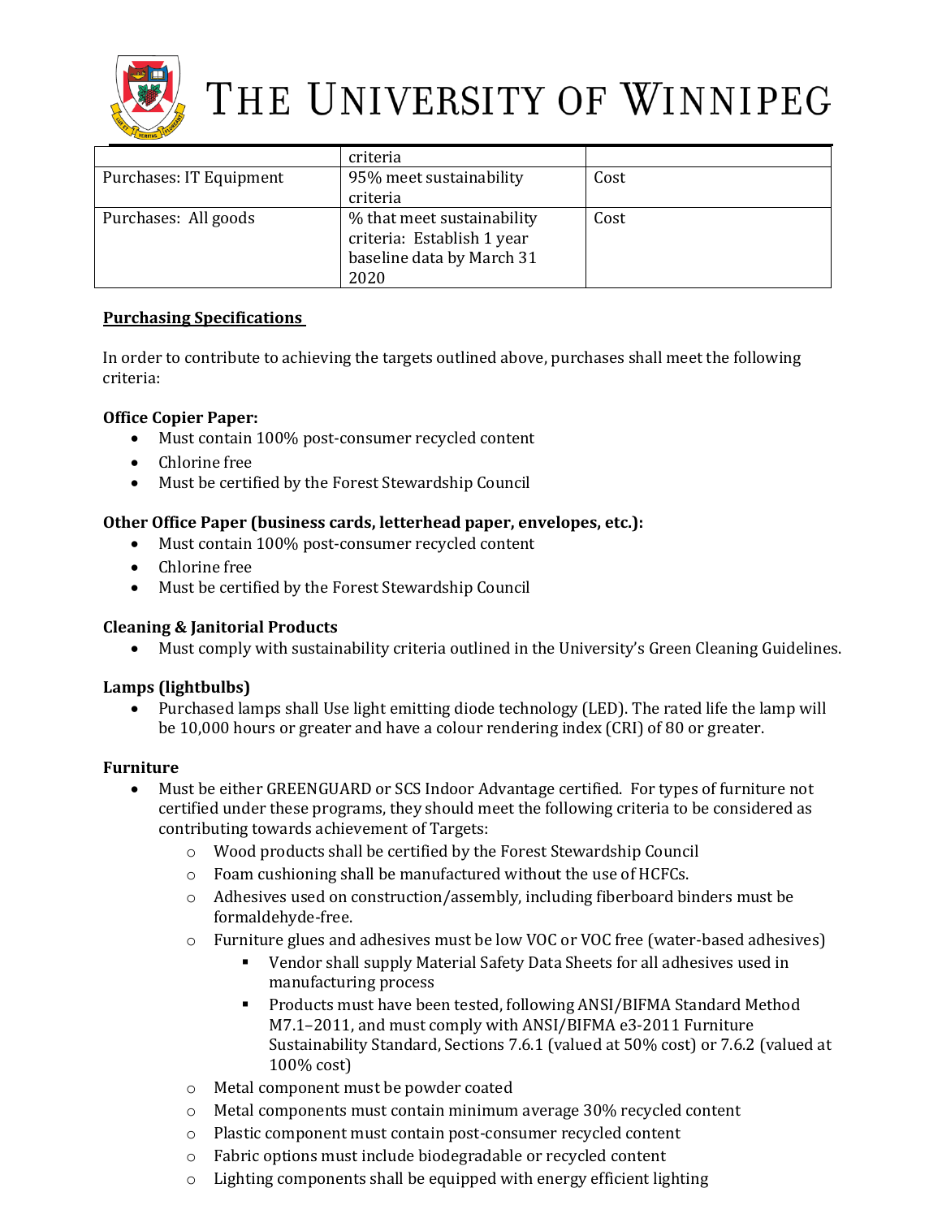|  | criteria |  |
| --- | --- | --- |
| Purchases: IT Equipment | 95% meet sustainability criteria | Cost |
| Purchases: All goods | % that meet sustainability criteria: Establish 1 year baseline data by March 31 2020 | Cost |

**Purchasing Specifications**

In order to contribute to achieving the targets outlined above, purchases shall meet the following criteria:

**Office Copier Paper:**

- Must contain 100% post-consumer recycled content
- Chlorine free
- Must be certified by the Forest Stewardship Council

**Other Office Paper (business cards, letterhead paper, envelopes, etc.):**

- Must contain 100% post-consumer recycled content
- Chlorine free
- Must be certified by the Forest Stewardship Council

**Cleaning & Janitorial Products**

- Must comply with sustainability criteria outlined in the University's Green Cleaning Guidelines.

**Lamps (lightbulbs)**

- Purchased lamps shall Use light emitting diode technology (LED). The rated life the lamp will be 10,000 hours or greater and have a colour rendering index (CRI) of 80 or greater.

**Furniture**

- Must be either GREENGUARD or SCS Indoor Advantage certified. For types of furniture not certified under these programs, they should meet the following criteria to be considered as contributing towards achievement of Targets:
  - Wood products shall be certified by the Forest Stewardship Council
  - Foam cushioning shall be manufactured without the use of HCFCs.
  - Adhesives used on construction/assembly, including fiberboard binders must be formaldehyde-free.
  - Furniture glues and adhesives must be low VOC or VOC free (water-based adhesives)
    - Vendor shall supply Material Safety Data Sheets for all adhesives used in manufacturing process
    - Products must have been tested, following ANSI/BIFMA Standard Method M7.1–2011, and must comply with ANSI/BIFMA e3-2011 Furniture Sustainability Standard, Sections 7.6.1 (valued at 50% cost) or 7.6.2 (valued at 100% cost)
  - Metal component must be powder coated
  - Metal components must contain minimum average 30% recycled content
  - Plastic component must contain post-consumer recycled content
  - Fabric options must include biodegradable or recycled content
  - Lighting components shall be equipped with energy efficient lighting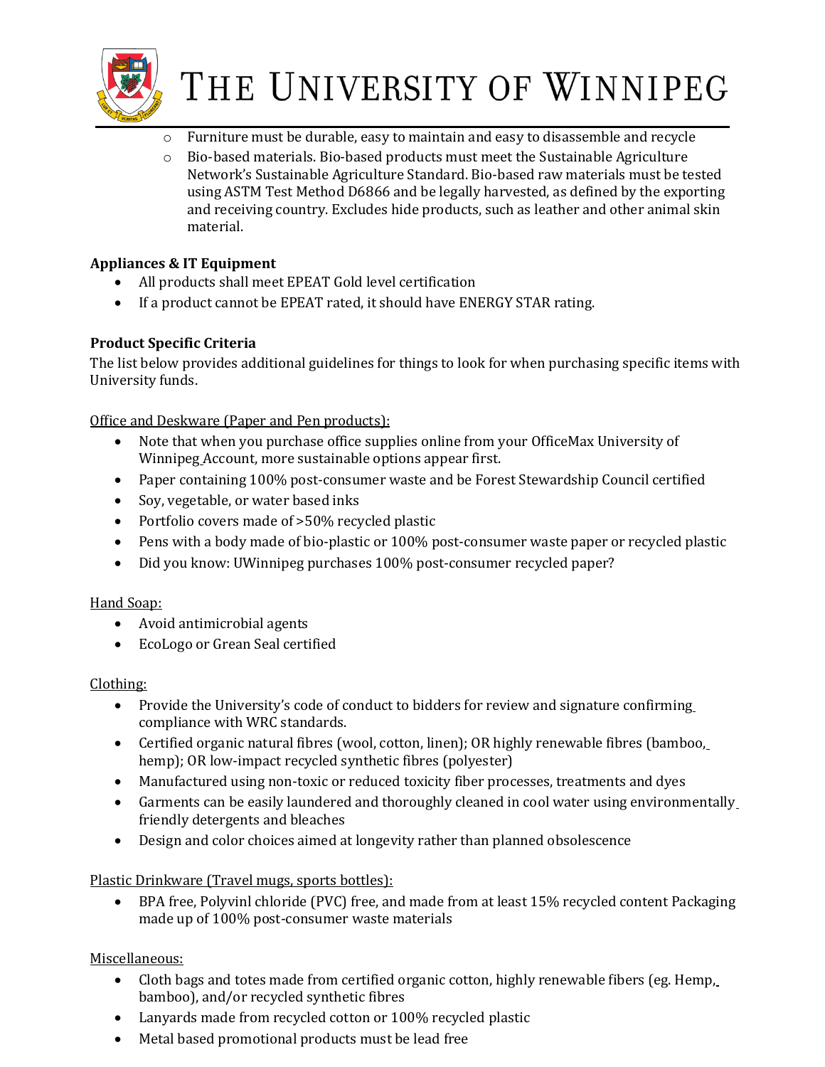- Furniture must be durable, easy to maintain and easy to disassemble and recycle
- Bio-based materials. Bio-based products must meet the Sustainable Agriculture Network's Sustainable Agriculture Standard. Bio-based raw materials must be tested using ASTM Test Method D6866 and be legally harvested, as defined by the exporting and receiving country. Excludes hide products, such as leather and other animal skin material.

**Appliances & IT Equipment**

- All products shall meet EPEAT Gold level certification
- If a product cannot be EPEAT rated, it should have ENERGY STAR rating.

**Product Specific Criteria**

The list below provides additional guidelines for things to look for when purchasing specific items with University funds.

Office and Deskware (Paper and Pen products):

- Note that when you purchase office supplies online from your OfficeMax University of Winnipeg Account, more sustainable options appear first.
- Paper containing 100% post-consumer waste and be Forest Stewardship Council certified
- Soy, vegetable, or water based inks
- Portfolio covers made of >50% recycled plastic
- Pens with a body made of bio-plastic or 100% post-consumer waste paper or recycled plastic
- Did you know: UWinnipeg purchases 100% post-consumer recycled paper?

Hand Soap:

- Avoid antimicrobial agents
- EcoLogo or Grean Seal certified

Clothing:

- Provide the University's code of conduct to bidders for review and signature confirming compliance with WRC standards.
- Certified organic natural fibres (wool, cotton, linen); OR highly renewable fibres (bamboo, hemp); OR low-impact recycled synthetic fibres (polyester)
- Manufactured using non-toxic or reduced toxicity fiber processes, treatments and dyes
- Garments can be easily laundered and thoroughly cleaned in cool water using environmentally friendly detergents and bleaches
- Design and color choices aimed at longevity rather than planned obsolescence

Plastic Drinkware (Travel mugs, sports bottles):

- BPA free, Polyvinl chloride (PVC) free, and made from at least 15% recycled content Packaging made up of 100% post-consumer waste materials

Miscellaneous:

- Cloth bags and totes made from certified organic cotton, highly renewable fibers (eg. Hemp, bamboo), and/or recycled synthetic fibres
- Lanyards made from recycled cotton or 100% recycled plastic
- Metal based promotional products must be lead free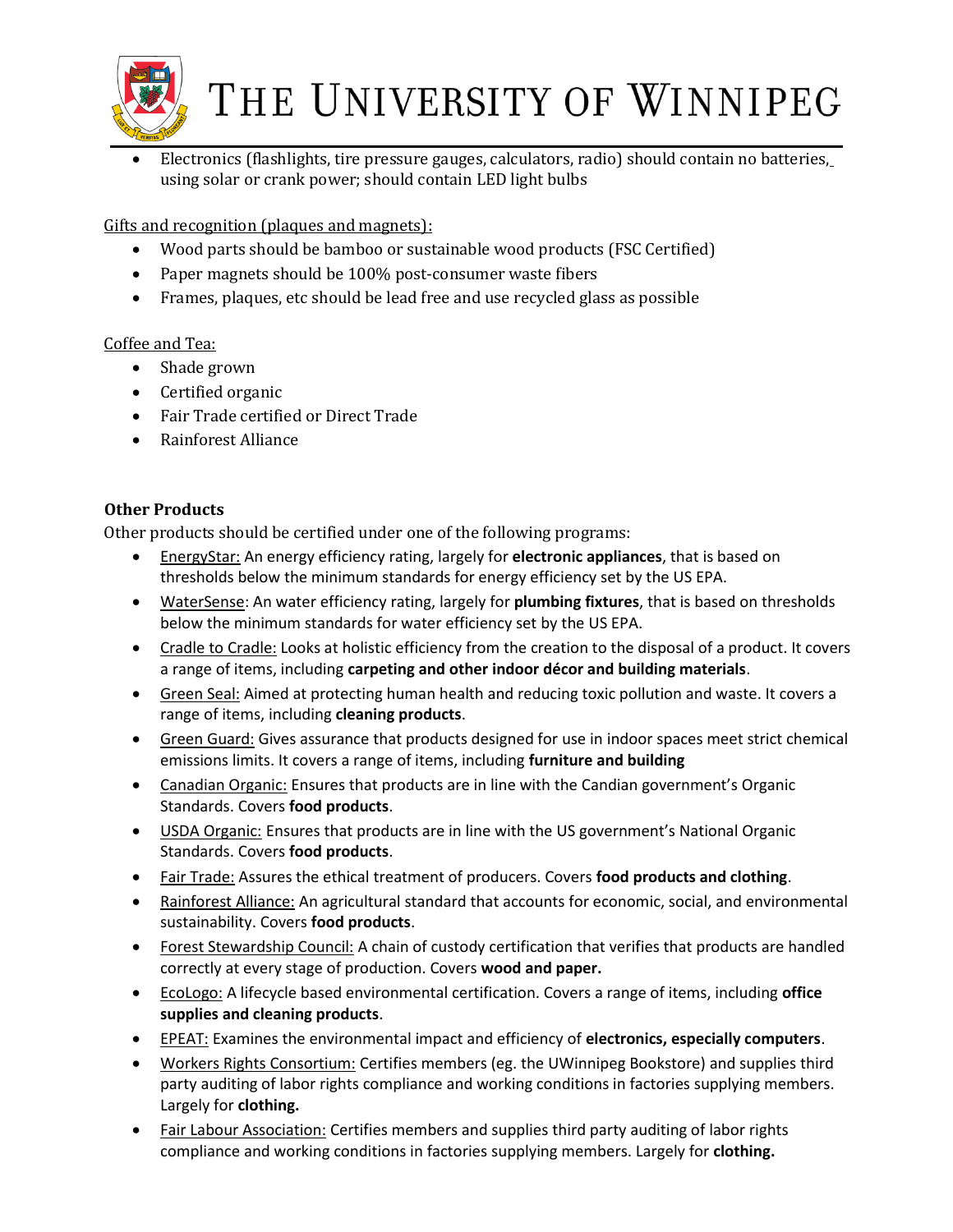- Electronics (flashlights, tire pressure gauges, calculators, radio) should contain no batteries, using solar or crank power; should contain LED light bulbs

Gifts and recognition (plaques and magnets):

- Wood parts should be bamboo or sustainable wood products (FSC Certified)
- Paper magnets should be 100% post-consumer waste fibers
- Frames, plaques, etc should be lead free and use recycled glass as possible

Coffee and Tea:

- Shade grown
- Certified organic
- Fair Trade certified or Direct Trade
- Rainforest Alliance

**Other Products**

Other products should be certified under one of the following programs:

- EnergyStar: An energy efficiency rating, largely for **electronic appliances**, that is based on thresholds below the minimum standards for energy efficiency set by the US EPA.
- WaterSense: An water efficiency rating, largely for **plumbing fixtures**, that is based on thresholds below the minimum standards for water efficiency set by the US EPA.
- Cradle to Cradle: Looks at holistic efficiency from the creation to the disposal of a product. It covers a range of items, including **carpeting and other indoor décor and building materials**.
- Green Seal: Aimed at protecting human health and reducing toxic pollution and waste. It covers a range of items, including **cleaning products**.
- Green Guard: Gives assurance that products designed for use in indoor spaces meet strict chemical emissions limits. It covers a range of items, including **furniture and building**
- Canadian Organic: Ensures that products are in line with the Candian government's Organic Standards. Covers **food products**.
- USDA Organic: Ensures that products are in line with the US government's National Organic Standards. Covers **food products**.
- Fair Trade: Assures the ethical treatment of producers. Covers **food products and clothing**.
- Rainforest Alliance: An agricultural standard that accounts for economic, social, and environmental sustainability. Covers **food products**.
- Forest Stewardship Council: A chain of custody certification that verifies that products are handled correctly at every stage of production. Covers **wood and paper.**
- EcoLogo: A lifecycle based environmental certification. Covers a range of items, including **office supplies and cleaning products**.
- EPEAT: Examines the environmental impact and efficiency of **electronics, especially computers**.
- Workers Rights Consortium: Certifies members (eg. the UWinnipeg Bookstore) and supplies third party auditing of labor rights compliance and working conditions in factories supplying members. Largely for **clothing.**
- Fair Labour Association: Certifies members and supplies third party auditing of labor rights compliance and working conditions in factories supplying members. Largely for **clothing.**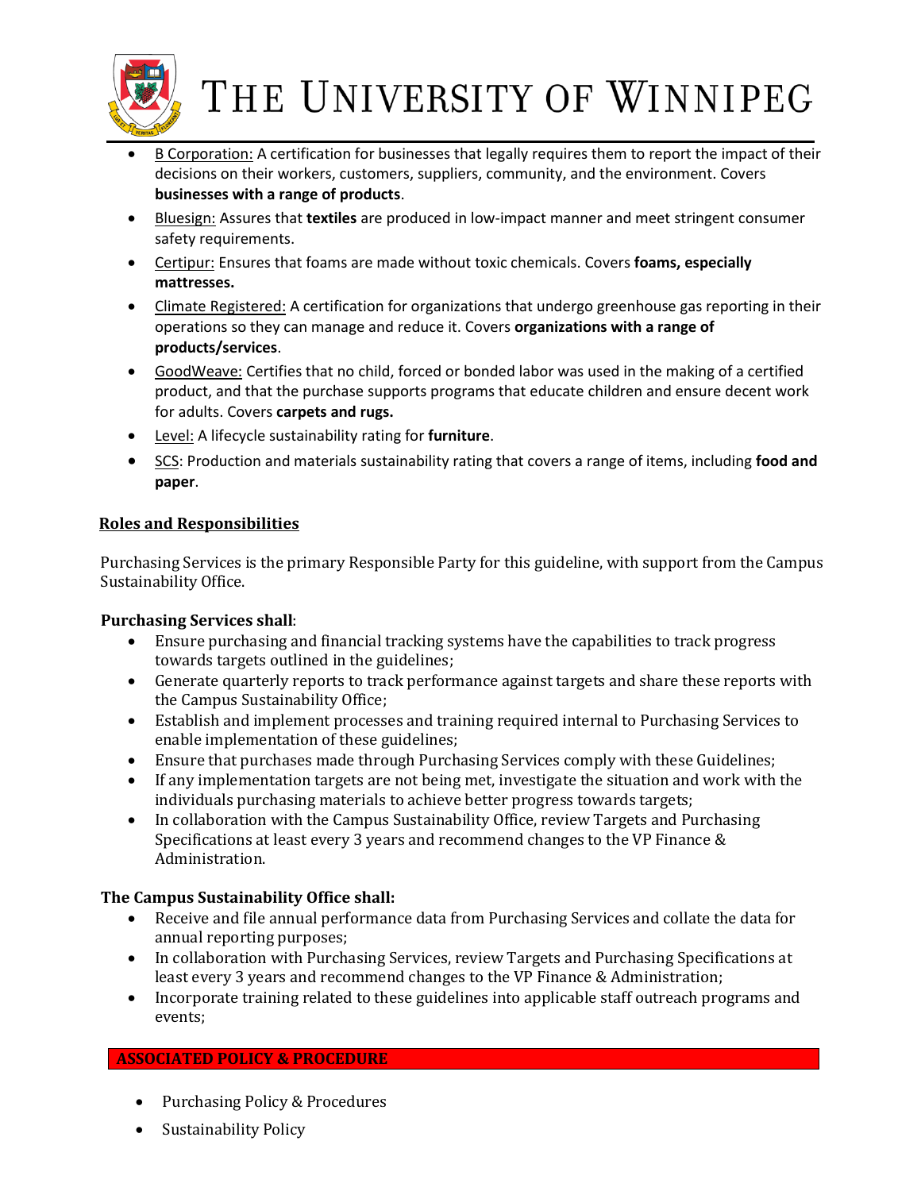- B Corporation: A certification for businesses that legally requires them to report the impact of their decisions on their workers, customers, suppliers, community, and the environment. Covers **businesses with a range of products**.
- Bluesign: Assures that **textiles** are produced in low-impact manner and meet stringent consumer safety requirements.
- Certipur: Ensures that foams are made without toxic chemicals. Covers **foams, especially mattresses.**
- Climate Registered: A certification for organizations that undergo greenhouse gas reporting in their operations so they can manage and reduce it. Covers **organizations with a range of products/services**.
- GoodWeave: Certifies that no child, forced or bonded labor was used in the making of a certified product, and that the purchase supports programs that educate children and ensure decent work for adults. Covers **carpets and rugs.**
- Level: A lifecycle sustainability rating for **furniture**.
- SCS: Production and materials sustainability rating that covers a range of items, including **food and paper**.

## Roles and Responsibilities

Purchasing Services is the primary Responsible Party for this guideline, with support from the Campus Sustainability Office.

**Purchasing Services shall**:

- Ensure purchasing and financial tracking systems have the capabilities to track progress towards targets outlined in the guidelines;
- Generate quarterly reports to track performance against targets and share these reports with the Campus Sustainability Office;
- Establish and implement processes and training required internal to Purchasing Services to enable implementation of these guidelines;
- Ensure that purchases made through Purchasing Services comply with these Guidelines;
- If any implementation targets are not being met, investigate the situation and work with the individuals purchasing materials to achieve better progress towards targets;
- In collaboration with the Campus Sustainability Office, review Targets and Purchasing Specifications at least every 3 years and recommend changes to the VP Finance & Administration.

**The Campus Sustainability Office shall:**

- Receive and file annual performance data from Purchasing Services and collate the data for annual reporting purposes;
- In collaboration with Purchasing Services, review Targets and Purchasing Specifications at least every 3 years and recommend changes to the VP Finance & Administration;
- Incorporate training related to these guidelines into applicable staff outreach programs and events;

## ASSOCIATED POLICY & PROCEDURE

- Purchasing Policy & Procedures
- Sustainability Policy